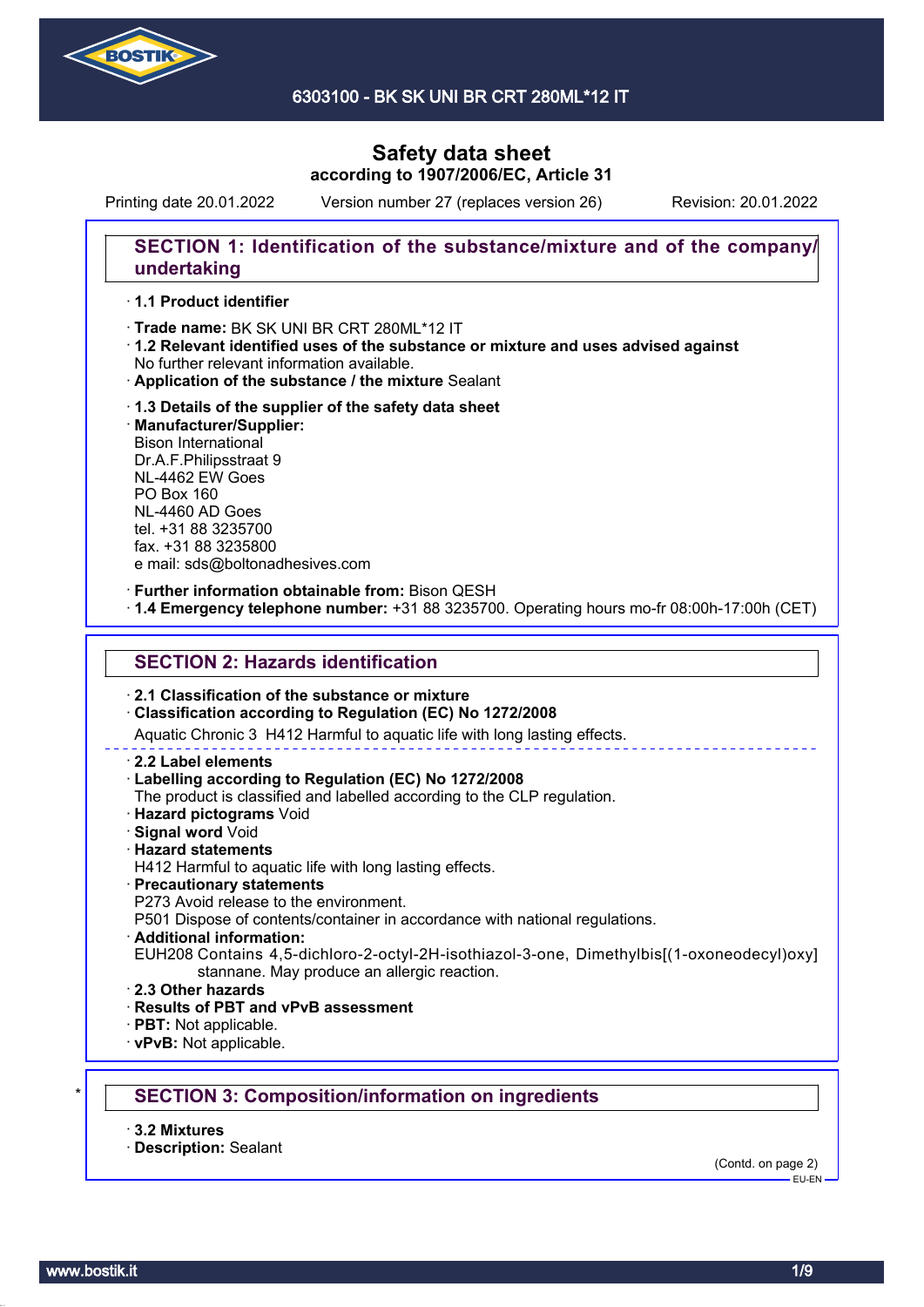# Safety data sheet
## according to 1907/2006/EC, Article 31

Printing date 20.01.2022 Version number 27 (replaces version 26) Revision: 20.01.2022

## SECTION 1: Identification of the substance/mixture and of the company/undertaking

· **1.1 Product identifier**

· **Trade name:** BK SK UNI BR CRT 280ML*12 IT
· **1.2 Relevant identified uses of the substance or mixture and uses advised against**
No further relevant information available.
· **Application of the substance / the mixture** Sealant

· **1.3 Details of the supplier of the safety data sheet**
· **Manufacturer/Supplier:**
Bison International
Dr.A.F.Philipsstraat 9
NL-4462 EW Goes
PO Box 160
NL-4460 AD Goes
tel. +31 88 3235700
fax. +31 88 3235800
e mail: sds@boltonadhesives.com

· **Further information obtainable from:** Bison QESH
· **1.4 Emergency telephone number:** +31 88 3235700. Operating hours mo-fr 08:00h-17:00h (CET)

## SECTION 2: Hazards identification

· **2.1 Classification of the substance or mixture**
· **Classification according to Regulation (EC) No 1272/2008**
Aquatic Chronic 3 H412 Harmful to aquatic life with long lasting effects.

· **2.2 Label elements**
· **Labelling according to Regulation (EC) No 1272/2008**
The product is classified and labelled according to the CLP regulation.
· **Hazard pictograms** Void
· **Signal word** Void
· **Hazard statements**
H412 Harmful to aquatic life with long lasting effects.
· **Precautionary statements**
P273 Avoid release to the environment.
P501 Dispose of contents/container in accordance with national regulations.
· **Additional information:**
EUH208 Contains 4,5-dichloro-2-octyl-2H-isothiazol-3-one, Dimethylbis[(1-oxoneodecyl)oxy]stannane. May produce an allergic reaction.
· **2.3 Other hazards**
· **Results of PBT and vPvB assessment**
· **PBT:** Not applicable.
· **vPvB:** Not applicable.

## * SECTION 3: Composition/information on ingredients

· **3.2 Mixtures**
· **Description:** Sealant

(Contd. on page 2)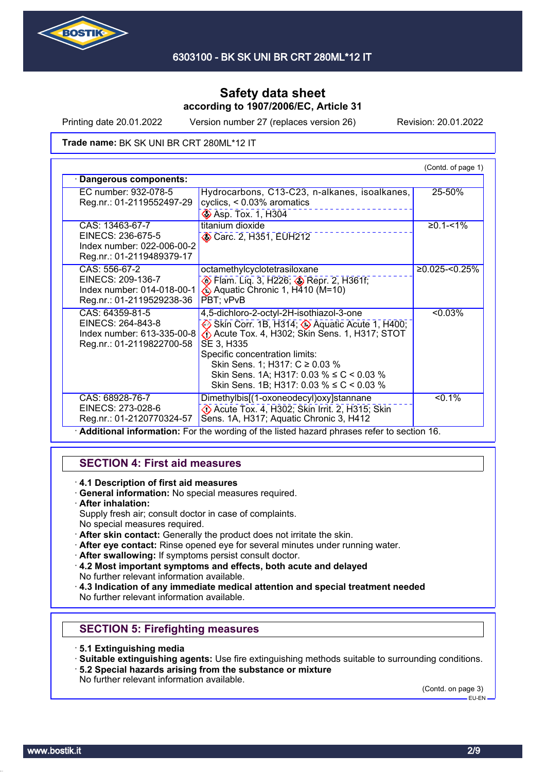# Safety data sheet
**according to 1907/2006/EC, Article 31**

Printing date 20.01.2022 Version number 27 (replaces version 26) Revision: 20.01.2022

**Trade name:** BK SK UNI BR CRT 280ML*12 IT

(Contd. of page 1)

· **Dangerous components:**

| Identifiers | Component / Classification | Concentration |
|---|---|---|
| EC number: 932-078-5<br>Reg.nr.: 01-2119552497-29 | Hydrocarbons, C13-C23, n-alkanes, isoalkanes, cyclics, < 0.03% aromatics<br>Asp. Tox. 1, H304 | 25-50% |
| CAS: 13463-67-7<br>EINECS: 236-675-5<br>Index number: 022-006-00-2<br>Reg.nr.: 01-2119489379-17 | titanium dioxide<br>Carc. 2, H351, EUH212 | ≥0.1-<1% |
| CAS: 556-67-2<br>EINECS: 209-136-7<br>Index number: 014-018-00-1<br>Reg.nr.: 01-2119529238-36 | octamethylcyclotetrasiloxane<br>Flam. Liq. 3, H226; Repr. 2, H361f; Aquatic Chronic 1, H410 (M=10)<br>PBT; vPvB | ≥0.025-<0.25% |
| CAS: 64359-81-5<br>EINECS: 264-843-8<br>Index number: 613-335-00-8<br>Reg.nr.: 01-2119822700-58 | 4,5-dichloro-2-octyl-2H-isothiazol-3-one<br>Skin Corr. 1B, H314; Aquatic Acute 1, H400; Acute Tox. 4, H302; Skin Sens. 1, H317; STOT SE 3, H335<br>Specific concentration limits:<br>Skin Sens. 1; H317: C ≥ 0.03 %<br>Skin Sens. 1A; H317: 0.03 % ≤ C < 0.03 %<br>Skin Sens. 1B; H317: 0.03 % ≤ C < 0.03 % | <0.03% |
| CAS: 68928-76-7<br>EINECS: 273-028-6<br>Reg.nr.: 01-2120770324-57 | Dimethylbis[(1-oxoneodecyl)oxy]stannane<br>Acute Tox. 4, H302; Skin Irrit. 2, H315; Skin Sens. 1A, H317; Aquatic Chronic 3, H412 | <0.1% |

· **Additional information:** For the wording of the listed hazard phrases refer to section 16.

## SECTION 4: First aid measures

· **4.1 Description of first aid measures**
· **General information:** No special measures required.
· **After inhalation:**
Supply fresh air; consult doctor in case of complaints.
No special measures required.
· **After skin contact:** Generally the product does not irritate the skin.
· **After eye contact:** Rinse opened eye for several minutes under running water.
· **After swallowing:** If symptoms persist consult doctor.
· **4.2 Most important symptoms and effects, both acute and delayed**
No further relevant information available.
· **4.3 Indication of any immediate medical attention and special treatment needed**
No further relevant information available.

## SECTION 5: Firefighting measures

· **5.1 Extinguishing media**
· **Suitable extinguishing agents:** Use fire extinguishing methods suitable to surrounding conditions.
· **5.2 Special hazards arising from the substance or mixture**
No further relevant information available.

(Contd. on page 3)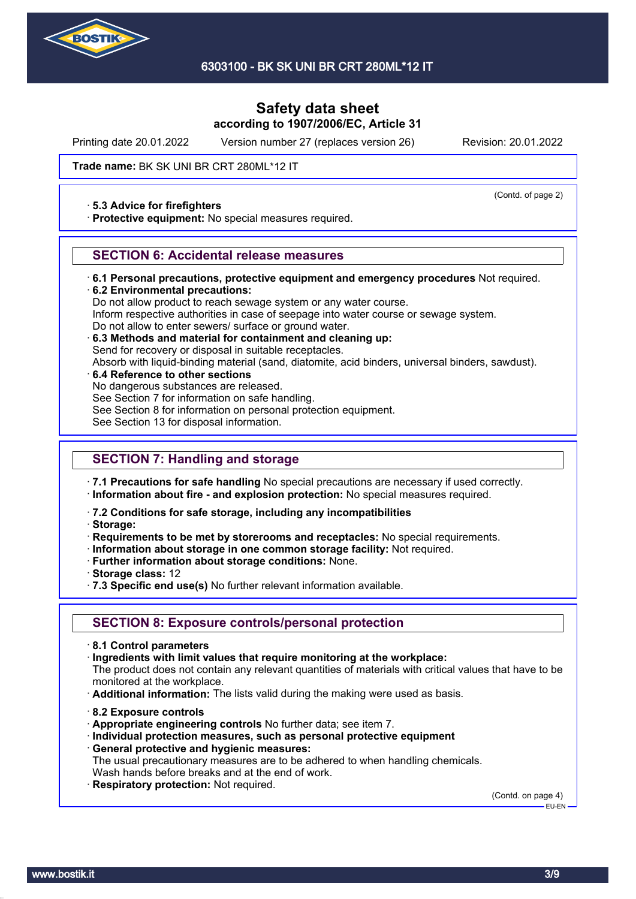**Trade name:** BK SK UNI BR CRT 280ML*12 IT

(Contd. of page 2)

· **5.3 Advice for firefighters**
· **Protective equipment:** No special measures required.

## SECTION 6: Accidental release measures

· **6.1 Personal precautions, protective equipment and emergency procedures** Not required.
· **6.2 Environmental precautions:**
Do not allow product to reach sewage system or any water course.
Inform respective authorities in case of seepage into water course or sewage system.
Do not allow to enter sewers/ surface or ground water.
· **6.3 Methods and material for containment and cleaning up:**
Send for recovery or disposal in suitable receptacles.
Absorb with liquid-binding material (sand, diatomite, acid binders, universal binders, sawdust).
· **6.4 Reference to other sections**
No dangerous substances are released.
See Section 7 for information on safe handling.
See Section 8 for information on personal protection equipment.
See Section 13 for disposal information.

## SECTION 7: Handling and storage

· **7.1 Precautions for safe handling** No special precautions are necessary if used correctly.
· **Information about fire - and explosion protection:** No special measures required.

· **7.2 Conditions for safe storage, including any incompatibilities**
· **Storage:**
· **Requirements to be met by storerooms and receptacles:** No special requirements.
· **Information about storage in one common storage facility:** Not required.
· **Further information about storage conditions:** None.
· **Storage class:** 12
· **7.3 Specific end use(s)** No further relevant information available.

## SECTION 8: Exposure controls/personal protection

· **8.1 Control parameters**
· **Ingredients with limit values that require monitoring at the workplace:**
The product does not contain any relevant quantities of materials with critical values that have to be monitored at the workplace.
· **Additional information:** The lists valid during the making were used as basis.

· **8.2 Exposure controls**
· **Appropriate engineering controls** No further data; see item 7.
· **Individual protection measures, such as personal protective equipment**
· **General protective and hygienic measures:**
The usual precautionary measures are to be adhered to when handling chemicals.
Wash hands before breaks and at the end of work.
· **Respiratory protection:** Not required.

(Contd. on page 4)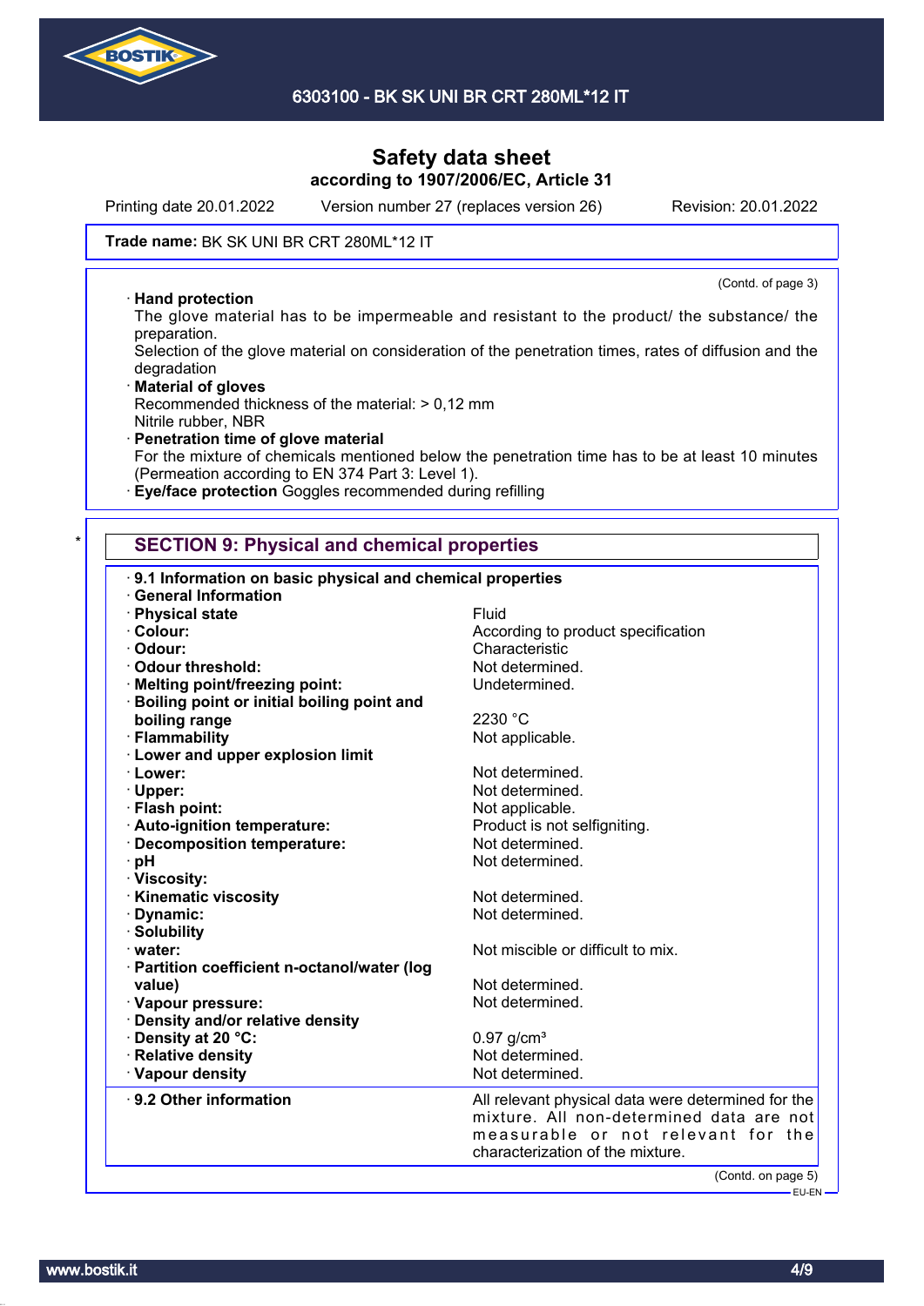# Safety data sheet
**according to 1907/2006/EC, Article 31**

Printing date 20.01.2022 Version number 27 (replaces version 26) Revision: 20.01.2022

**Trade name:** BK SK UNI BR CRT 280ML*12 IT

(Contd. of page 3)

· **Hand protection**
The glove material has to be impermeable and resistant to the product/ the substance/ the preparation.
Selection of the glove material on consideration of the penetration times, rates of diffusion and the degradation

· **Material of gloves**
Recommended thickness of the material: > 0,12 mm
Nitrile rubber, NBR

· **Penetration time of glove material**
For the mixture of chemicals mentioned below the penetration time has to be at least 10 minutes (Permeation according to EN 374 Part 3: Level 1).

· **Eye/face protection** Goggles recommended during refilling

## * SECTION 9: Physical and chemical properties

· **9.1 Information on basic physical and chemical properties**

· **General Information**

| | |
|---|---|
| · **Physical state** | Fluid |
| · **Colour:** | According to product specification |
| · **Odour:** | Characteristic |
| · **Odour threshold:** | Not determined. |
| · **Melting point/freezing point:** | Undetermined. |
| · **Boiling point or initial boiling point and boiling range** | 2230 °C |
| · **Flammability** | Not applicable. |
| · **Lower and upper explosion limit** | |
| · **Lower:** | Not determined. |
| · **Upper:** | Not determined. |
| · **Flash point:** | Not applicable. |
| · **Auto-ignition temperature:** | Product is not selfigniting. |
| · **Decomposition temperature:** | Not determined. |
| · **pH** | Not determined. |
| · **Viscosity:** | |
| · **Kinematic viscosity** | Not determined. |
| · **Dynamic:** | Not determined. |
| · **Solubility** | |
| · **water:** | Not miscible or difficult to mix. |
| · **Partition coefficient n-octanol/water (log value)** | Not determined. |
| · **Vapour pressure:** | Not determined. |
| · **Density and/or relative density** | |
| · **Density at 20 °C:** | 0.97 g/cm³ |
| · **Relative density** | Not determined. |
| · **Vapour density** | Not determined. |
| · **9.2 Other information** | All relevant physical data were determined for the mixture. All non-determined data are not measurable or not relevant for the characterization of the mixture. |

(Contd. on page 5)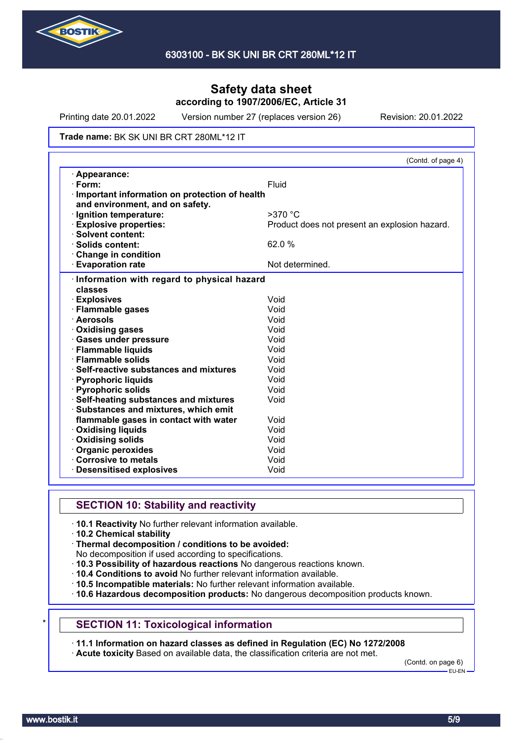Trade name: BK SK UNI BR CRT 280ML*12 IT

(Contd. of page 4)

| | |
|---|---|
| · **Appearance:** | |
| · **Form:** | Fluid |
| · **Important information on protection of health and environment, and on safety.** | |
| · **Ignition temperature:** | >370 °C |
| · **Explosive properties:** | Product does not present an explosion hazard. |
| · **Solvent content:** | |
| · **Solids content:** | 62.0 % |
| · **Change in condition** | |
| · **Evaporation rate** | Not determined. |

| | |
|---|---|
| · **Information with regard to physical hazard classes** | |
| · **Explosives** | Void |
| · **Flammable gases** | Void |
| · **Aerosols** | Void |
| · **Oxidising gases** | Void |
| · **Gases under pressure** | Void |
| · **Flammable liquids** | Void |
| · **Flammable solids** | Void |
| · **Self-reactive substances and mixtures** | Void |
| · **Pyrophoric liquids** | Void |
| · **Pyrophoric solids** | Void |
| · **Self-heating substances and mixtures** | Void |
| · **Substances and mixtures, which emit flammable gases in contact with water** | Void |
| · **Oxidising liquids** | Void |
| · **Oxidising solids** | Void |
| · **Organic peroxides** | Void |
| · **Corrosive to metals** | Void |
| · **Desensitised explosives** | Void |

## SECTION 10: Stability and reactivity

· **10.1 Reactivity** No further relevant information available.
· **10.2 Chemical stability**
· **Thermal decomposition / conditions to be avoided:**
No decomposition if used according to specifications.
· **10.3 Possibility of hazardous reactions** No dangerous reactions known.
· **10.4 Conditions to avoid** No further relevant information available.
· **10.5 Incompatible materials:** No further relevant information available.
· **10.6 Hazardous decomposition products:** No dangerous decomposition products known.

\*

## SECTION 11: Toxicological information

· **11.1 Information on hazard classes as defined in Regulation (EC) No 1272/2008**
· **Acute toxicity** Based on available data, the classification criteria are not met.

(Contd. on page 6)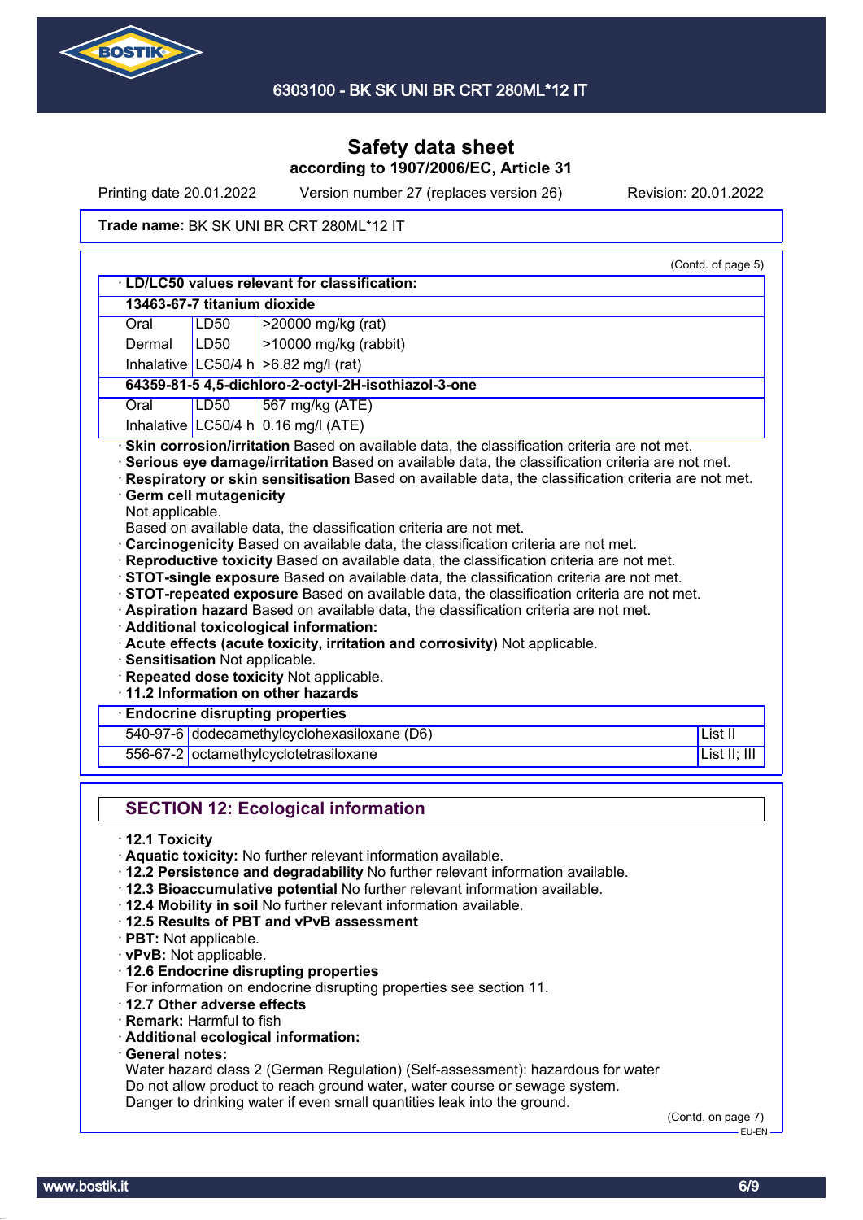**Safety data sheet**
**according to 1907/2006/EC, Article 31**

Printing date 20.01.2022 Version number 27 (replaces version 26) Revision: 20.01.2022

**Trade name:** BK SK UNI BR CRT 280ML*12 IT

(Contd. of page 5)

· **LD/LC50 values relevant for classification:**

| | | |
|---|---|---|
| **13463-67-7 titanium dioxide** | | |
| Oral | LD50 | >20000 mg/kg (rat) |
| Dermal | LD50 | >10000 mg/kg (rabbit) |
| Inhalative | LC50/4 h | >6.82 mg/l (rat) |
| **64359-81-5 4,5-dichloro-2-octyl-2H-isothiazol-3-one** | | |
| Oral | LD50 | 567 mg/kg (ATE) |
| Inhalative | LC50/4 h | 0.16 mg/l (ATE) |

· **Skin corrosion/irritation** Based on available data, the classification criteria are not met.
· **Serious eye damage/irritation** Based on available data, the classification criteria are not met.
· **Respiratory or skin sensitisation** Based on available data, the classification criteria are not met.
· **Germ cell mutagenicity**
Not applicable.
Based on available data, the classification criteria are not met.
· **Carcinogenicity** Based on available data, the classification criteria are not met.
· **Reproductive toxicity** Based on available data, the classification criteria are not met.
· **STOT-single exposure** Based on available data, the classification criteria are not met.
· **STOT-repeated exposure** Based on available data, the classification criteria are not met.
· **Aspiration hazard** Based on available data, the classification criteria are not met.
· **Additional toxicological information:**
· **Acute effects (acute toxicity, irritation and corrosivity)** Not applicable.
· **Sensitisation** Not applicable.
· **Repeated dose toxicity** Not applicable.
· **11.2 Information on other hazards**

| · Endocrine disrupting properties | | |
|---|---|---|
| 540-97-6 | dodecamethylcyclohexasiloxane (D6) | List II |
| 556-67-2 | octamethylcyclotetrasiloxane | List II; III |

## SECTION 12: Ecological information

· **12.1 Toxicity**
· **Aquatic toxicity:** No further relevant information available.
· **12.2 Persistence and degradability** No further relevant information available.
· **12.3 Bioaccumulative potential** No further relevant information available.
· **12.4 Mobility in soil** No further relevant information available.
· **12.5 Results of PBT and vPvB assessment**
· **PBT:** Not applicable.
· **vPvB:** Not applicable.
· **12.6 Endocrine disrupting properties**
For information on endocrine disrupting properties see section 11.
· **12.7 Other adverse effects**
· **Remark:** Harmful to fish
· **Additional ecological information:**
· **General notes:**
Water hazard class 2 (German Regulation) (Self-assessment): hazardous for water
Do not allow product to reach ground water, water course or sewage system.
Danger to drinking water if even small quantities leak into the ground.

(Contd. on page 7)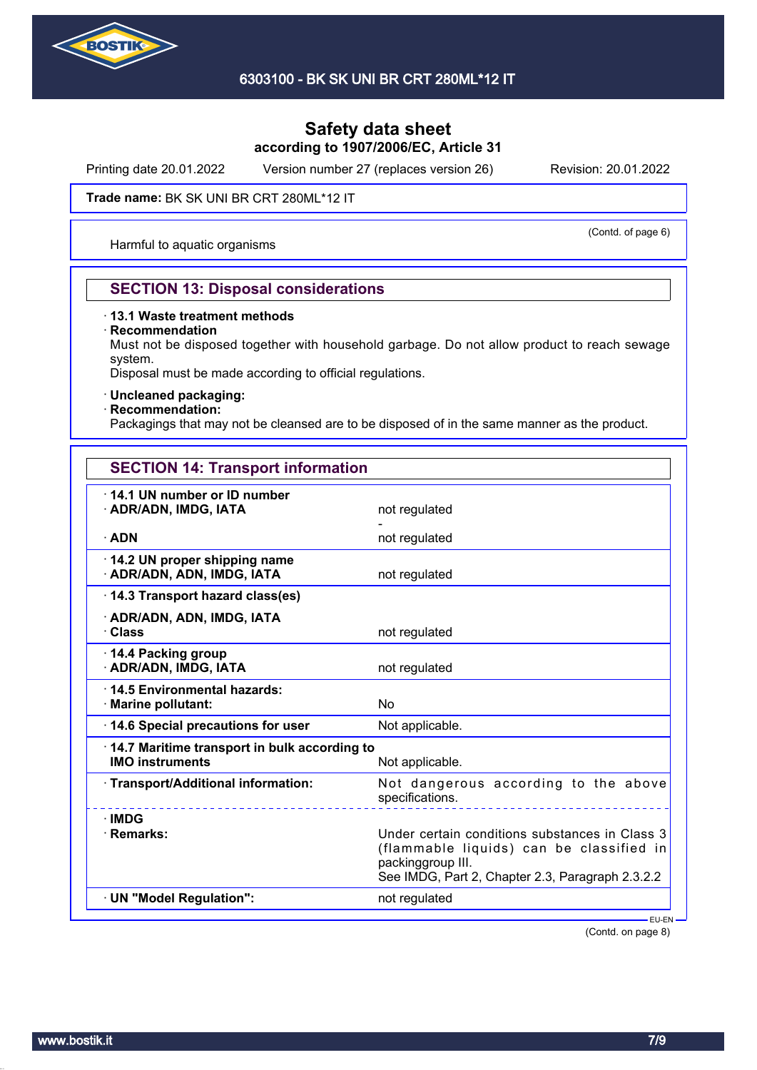Trade name: BK SK UNI BR CRT 280ML*12 IT

(Contd. of page 6)

Harmful to aquatic organisms

## SECTION 13: Disposal considerations

· **13.1 Waste treatment methods**
· **Recommendation**
Must not be disposed together with household garbage. Do not allow product to reach sewage system.
Disposal must be made according to official regulations.

· **Uncleaned packaging:**
· **Recommendation:**
Packagings that may not be cleansed are to be disposed of in the same manner as the product.

## SECTION 14: Transport information

| | |
|---|---|
| **· 14.1 UN number or ID number** | |
| **· ADR/ADN, IMDG, IATA** | not regulated |
| | - |
| **· ADN** | not regulated |
| **· 14.2 UN proper shipping name** | |
| **· ADR/ADN, ADN, IMDG, IATA** | not regulated |
| **· 14.3 Transport hazard class(es)** | |
| **· ADR/ADN, ADN, IMDG, IATA** | |
| **· Class** | not regulated |
| **· 14.4 Packing group** | |
| **· ADR/ADN, IMDG, IATA** | not regulated |
| **· 14.5 Environmental hazards:** | |
| **· Marine pollutant:** | No |
| **· 14.6 Special precautions for user** | Not applicable. |
| **· 14.7 Maritime transport in bulk according to IMO instruments** | Not applicable. |
| **· Transport/Additional information:** | Not dangerous according to the above specifications. |
| **· IMDG** | |
| **· Remarks:** | Under certain conditions substances in Class 3 (flammable liquids) can be classified in packinggroup III. See IMDG, Part 2, Chapter 2.3, Paragraph 2.3.2.2 |
| **· UN "Model Regulation":** | not regulated |

EU-EN

(Contd. on page 8)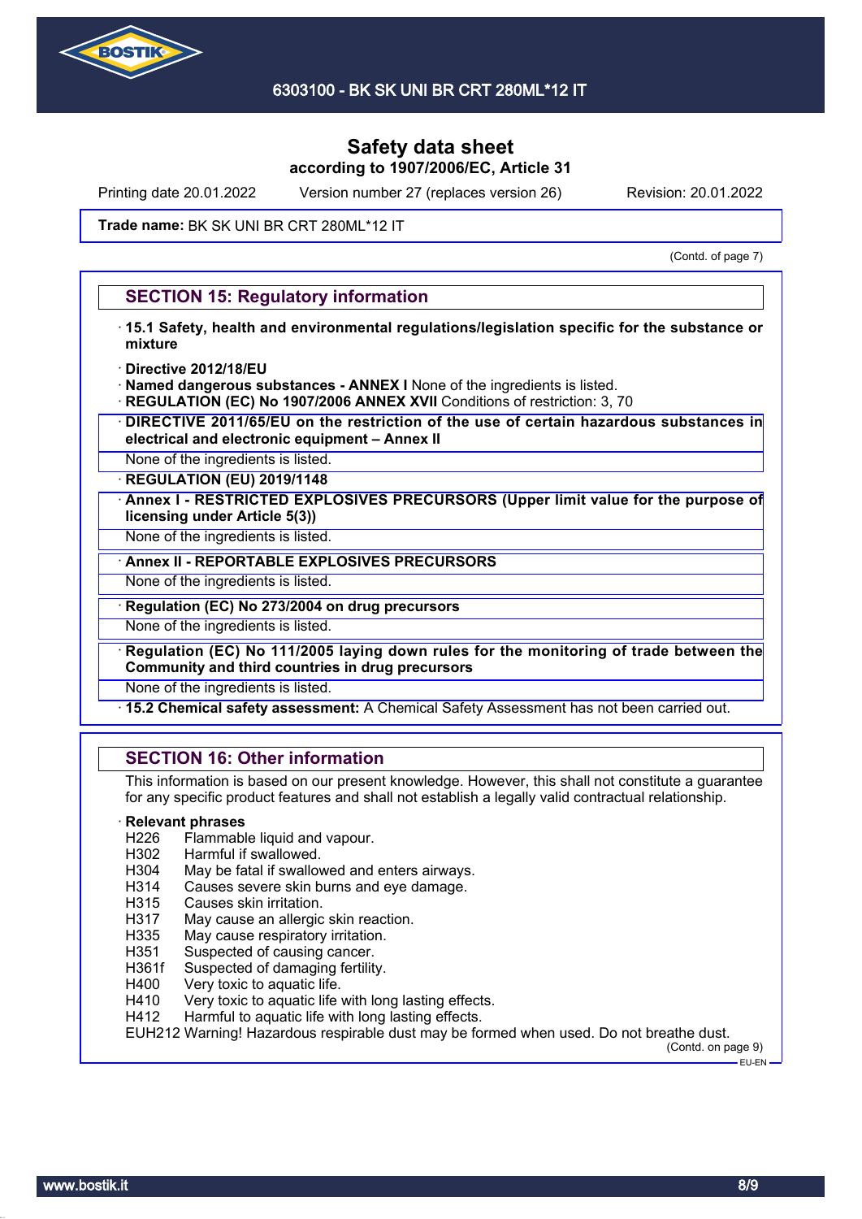Safety data sheet
according to 1907/2006/EC, Article 31

Printing date 20.01.2022 Version number 27 (replaces version 26) Revision: 20.01.2022

**Trade name:** BK SK UNI BR CRT 280ML*12 IT

(Contd. of page 7)

## SECTION 15: Regulatory information

· **15.1 Safety, health and environmental regulations/legislation specific for the substance or mixture**

· **Directive 2012/18/EU**
· **Named dangerous substances - ANNEX I** None of the ingredients is listed.
· **REGULATION (EC) No 1907/2006 ANNEX XVII** Conditions of restriction: 3, 70

· **DIRECTIVE 2011/65/EU on the restriction of the use of certain hazardous substances in electrical and electronic equipment – Annex II**

None of the ingredients is listed.

· **REGULATION (EU) 2019/1148**

· **Annex I - RESTRICTED EXPLOSIVES PRECURSORS (Upper limit value for the purpose of licensing under Article 5(3))**

None of the ingredients is listed.

· **Annex II - REPORTABLE EXPLOSIVES PRECURSORS**

None of the ingredients is listed.

· **Regulation (EC) No 273/2004 on drug precursors**

None of the ingredients is listed.

· **Regulation (EC) No 111/2005 laying down rules for the monitoring of trade between the Community and third countries in drug precursors**

None of the ingredients is listed.

· **15.2 Chemical safety assessment:** A Chemical Safety Assessment has not been carried out.

## SECTION 16: Other information

This information is based on our present knowledge. However, this shall not constitute a guarantee for any specific product features and shall not establish a legally valid contractual relationship.

· **Relevant phrases**

H226 Flammable liquid and vapour.
H302 Harmful if swallowed.
H304 May be fatal if swallowed and enters airways.
H314 Causes severe skin burns and eye damage.
H315 Causes skin irritation.
H317 May cause an allergic skin reaction.
H335 May cause respiratory irritation.
H351 Suspected of causing cancer.
H361f Suspected of damaging fertility.
H400 Very toxic to aquatic life.
H410 Very toxic to aquatic life with long lasting effects.
H412 Harmful to aquatic life with long lasting effects.
EUH212 Warning! Hazardous respirable dust may be formed when used. Do not breathe dust.

(Contd. on page 9)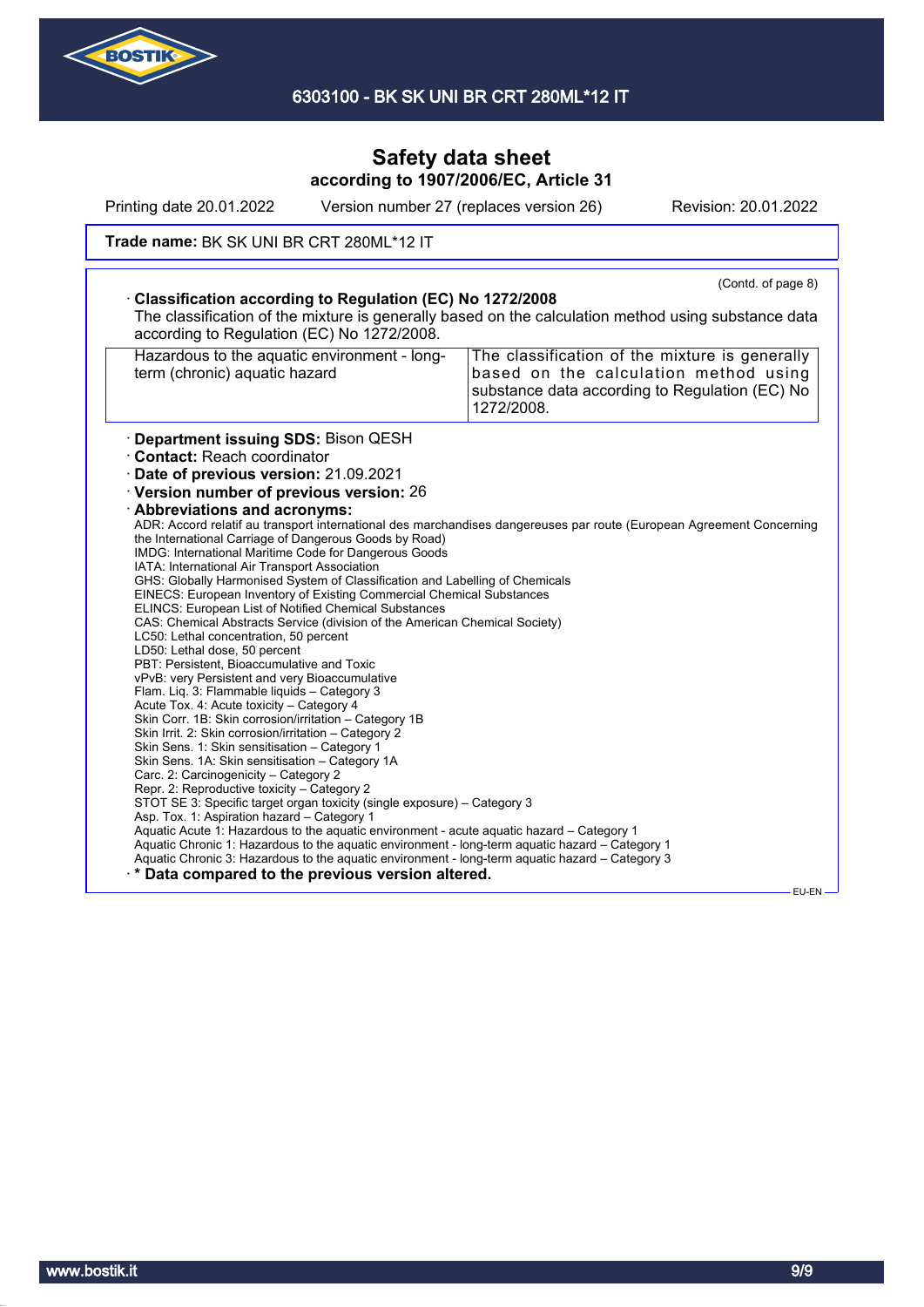# Safety data sheet
## according to 1907/2006/EC, Article 31

Printing date 20.01.2022 Version number 27 (replaces version 26) Revision: 20.01.2022

**Trade name:** BK SK UNI BR CRT 280ML*12 IT

(Contd. of page 8)

· **Classification according to Regulation (EC) No 1272/2008**
The classification of the mixture is generally based on the calculation method using substance data according to Regulation (EC) No 1272/2008.

| | |
|---|---|
| Hazardous to the aquatic environment - long-term (chronic) aquatic hazard | The classification of the mixture is generally based on the calculation method using substance data according to Regulation (EC) No 1272/2008. |

· **Department issuing SDS:** Bison QESH
· **Contact:** Reach coordinator
· **Date of previous version:** 21.09.2021
· **Version number of previous version:** 26
· **Abbreviations and acronyms:**
ADR: Accord relatif au transport international des marchandises dangereuses par route (European Agreement Concerning the International Carriage of Dangerous Goods by Road)
IMDG: International Maritime Code for Dangerous Goods
IATA: International Air Transport Association
GHS: Globally Harmonised System of Classification and Labelling of Chemicals
EINECS: European Inventory of Existing Commercial Chemical Substances
ELINCS: European List of Notified Chemical Substances
CAS: Chemical Abstracts Service (division of the American Chemical Society)
LC50: Lethal concentration, 50 percent
LD50: Lethal dose, 50 percent
PBT: Persistent, Bioaccumulative and Toxic
vPvB: very Persistent and very Bioaccumulative
Flam. Liq. 3: Flammable liquids – Category 3
Acute Tox. 4: Acute toxicity – Category 4
Skin Corr. 1B: Skin corrosion/irritation – Category 1B
Skin Irrit. 2: Skin corrosion/irritation – Category 2
Skin Sens. 1: Skin sensitisation – Category 1
Skin Sens. 1A: Skin sensitisation – Category 1A
Carc. 2: Carcinogenicity – Category 2
Repr. 2: Reproductive toxicity – Category 2
STOT SE 3: Specific target organ toxicity (single exposure) – Category 3
Asp. Tox. 1: Aspiration hazard – Category 1
Aquatic Acute 1: Hazardous to the aquatic environment - acute aquatic hazard – Category 1
Aquatic Chronic 1: Hazardous to the aquatic environment - long-term aquatic hazard – Category 1
Aquatic Chronic 3: Hazardous to the aquatic environment - long-term aquatic hazard – Category 3

· **\* Data compared to the previous version altered.**

EU-EN